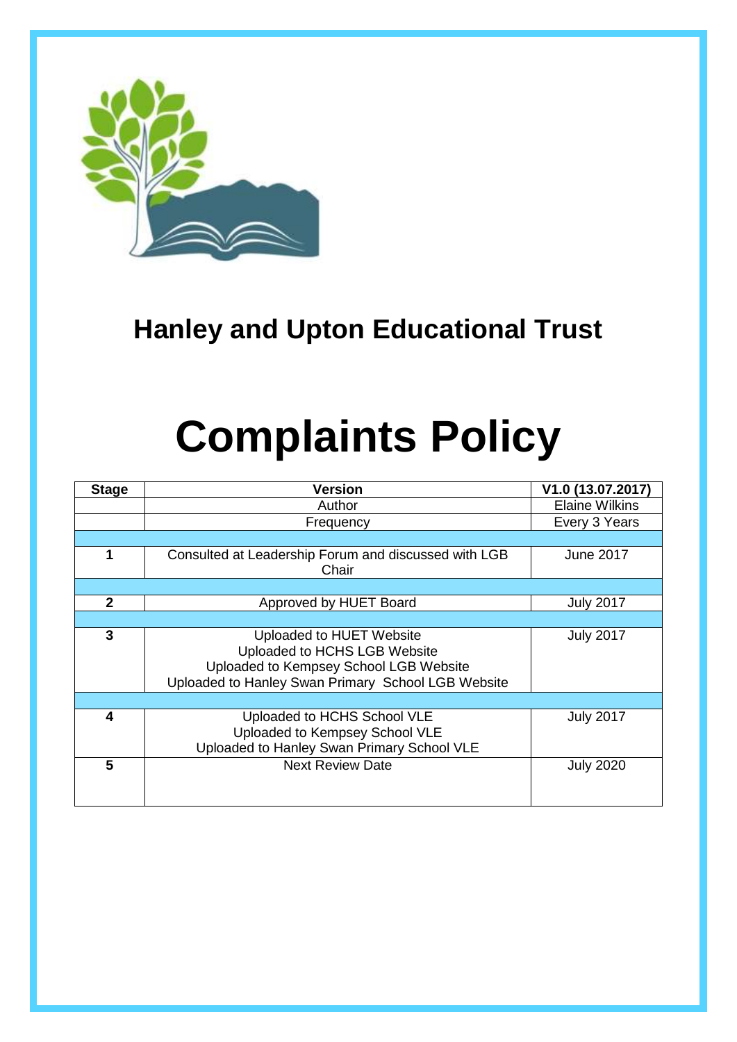# Hanley and Upton Educational Trust

# Complaints Policy

| Stage | Version | V1.0 (13.07.2017) |
|---|---|---|
| | Author | Elaine Wilkins |
| | Frequency | Every 3 Years |
| | | |
| 1 | Consulted at Leadership Forum and discussed with LGB Chair | June 2017 |
| | | |
| 2 | Approved by HUET Board | July 2017 |
| | | |
| 3 | Uploaded to HUET Website<br>Uploaded to HCHS LGB Website<br>Uploaded to Kempsey School LGB Website<br>Uploaded to Hanley Swan Primary School LGB Website | July 2017 |
| | | |
| 4 | Uploaded to HCHS School VLE<br>Uploaded to Kempsey School VLE<br>Uploaded to Hanley Swan Primary School VLE | July 2017 |
| 5 | Next Review Date | July 2020 |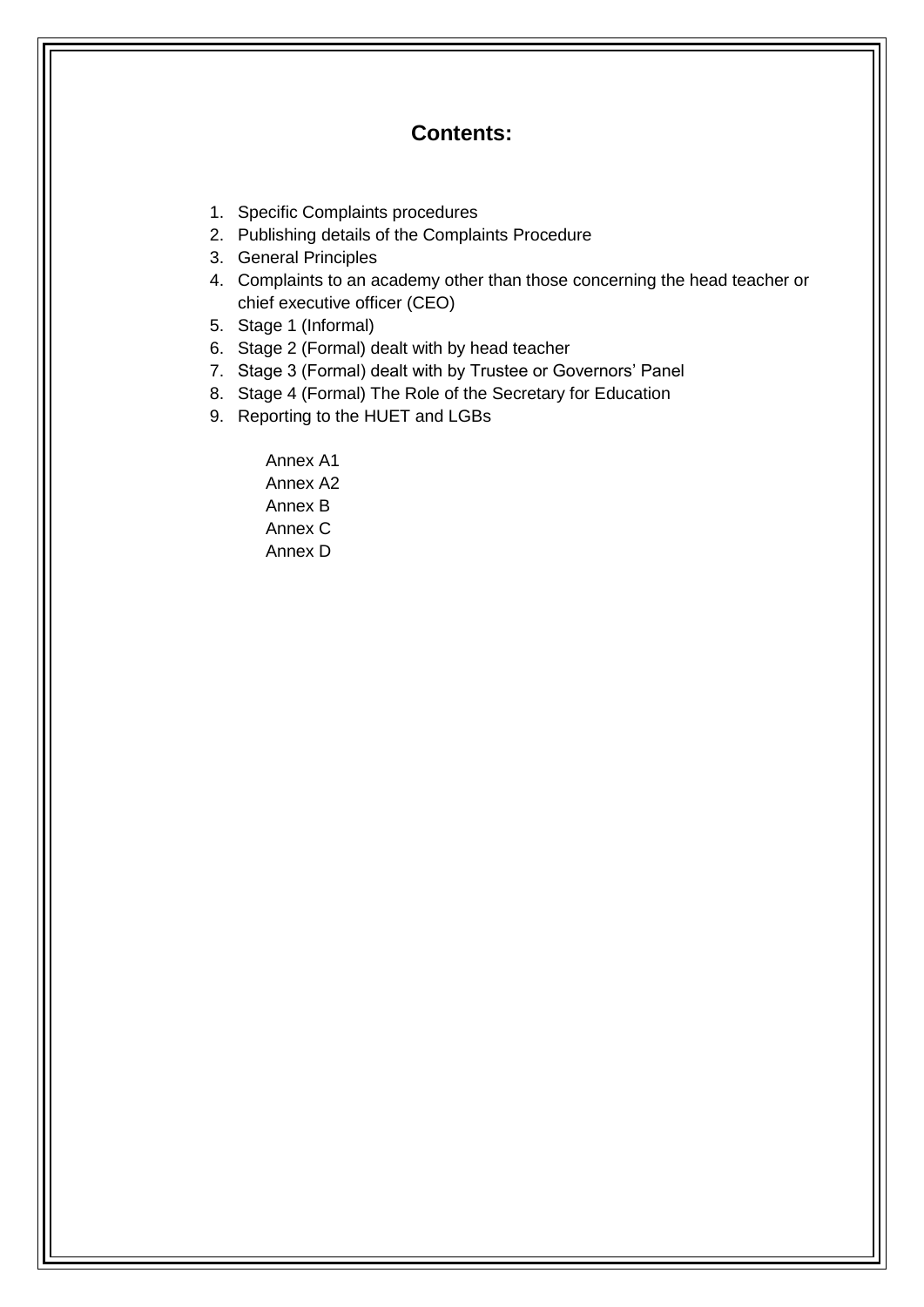## Contents:

1. Specific Complaints procedures
2. Publishing details of the Complaints Procedure
3. General Principles
4. Complaints to an academy other than those concerning the head teacher or chief executive officer (CEO)
5. Stage 1 (Informal)
6. Stage 2 (Formal) dealt with by head teacher
7. Stage 3 (Formal) dealt with by Trustee or Governors' Panel
8. Stage 4 (Formal) The Role of the Secretary for Education
9. Reporting to the HUET and LGBs

Annex A1
Annex A2
Annex B
Annex C
Annex D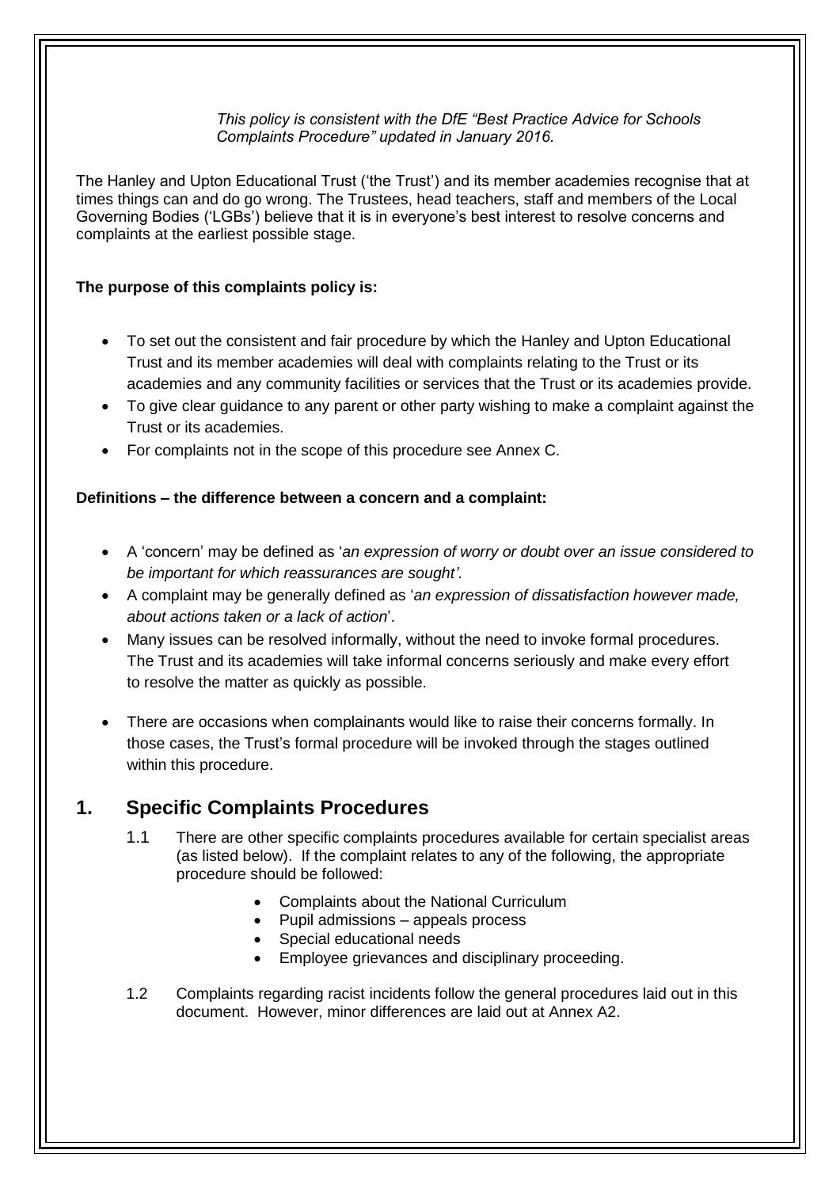*This policy is consistent with the DfE "Best Practice Advice for Schools Complaints Procedure" updated in January 2016.*

The Hanley and Upton Educational Trust ('the Trust') and its member academies recognise that at times things can and do go wrong. The Trustees, head teachers, staff and members of the Local Governing Bodies ('LGBs') believe that it is in everyone's best interest to resolve concerns and complaints at the earliest possible stage.

**The purpose of this complaints policy is:**

- To set out the consistent and fair procedure by which the Hanley and Upton Educational Trust and its member academies will deal with complaints relating to the Trust or its academies and any community facilities or services that the Trust or its academies provide.
- To give clear guidance to any parent or other party wishing to make a complaint against the Trust or its academies.
- For complaints not in the scope of this procedure see Annex C.

**Definitions – the difference between a concern and a complaint:**

- A 'concern' may be defined as '*an expression of worry or doubt over an issue considered to be important for which reassurances are sought'*.
- A complaint may be generally defined as '*an expression of dissatisfaction however made, about actions taken or a lack of action*'.
- Many issues can be resolved informally, without the need to invoke formal procedures. The Trust and its academies will take informal concerns seriously and make every effort to resolve the matter as quickly as possible.
- There are occasions when complainants would like to raise their concerns formally. In those cases, the Trust's formal procedure will be invoked through the stages outlined within this procedure.

## 1. Specific Complaints Procedures

1.1 There are other specific complaints procedures available for certain specialist areas (as listed below). If the complaint relates to any of the following, the appropriate procedure should be followed:

- Complaints about the National Curriculum
- Pupil admissions – appeals process
- Special educational needs
- Employee grievances and disciplinary proceeding.

1.2 Complaints regarding racist incidents follow the general procedures laid out in this document. However, minor differences are laid out at Annex A2.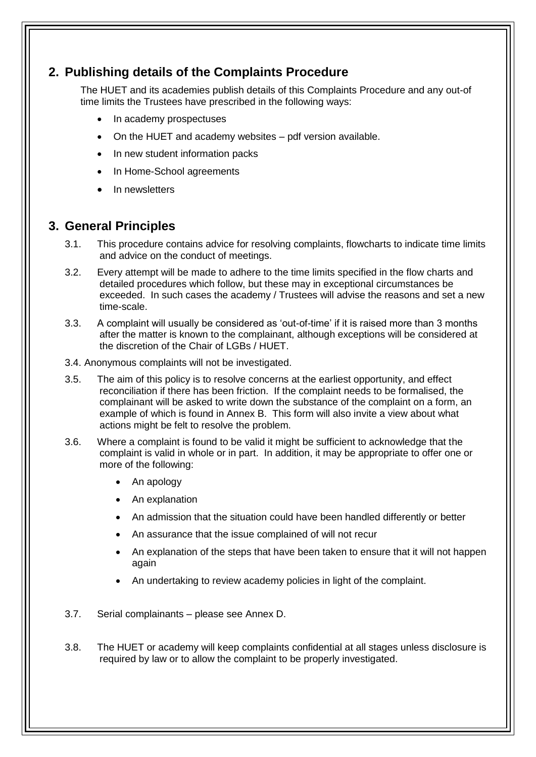## 2. Publishing details of the Complaints Procedure

The HUET and its academies publish details of this Complaints Procedure and any out-of time limits the Trustees have prescribed in the following ways:

- In academy prospectuses
- On the HUET and academy websites – pdf version available.
- In new student information packs
- In Home-School agreements
- In newsletters

## 3. General Principles

3.1. This procedure contains advice for resolving complaints, flowcharts to indicate time limits and advice on the conduct of meetings.

3.2. Every attempt will be made to adhere to the time limits specified in the flow charts and detailed procedures which follow, but these may in exceptional circumstances be exceeded. In such cases the academy / Trustees will advise the reasons and set a new time-scale.

3.3. A complaint will usually be considered as 'out-of-time' if it is raised more than 3 months after the matter is known to the complainant, although exceptions will be considered at the discretion of the Chair of LGBs / HUET.

3.4. Anonymous complaints will not be investigated.

3.5. The aim of this policy is to resolve concerns at the earliest opportunity, and effect reconciliation if there has been friction. If the complaint needs to be formalised, the complainant will be asked to write down the substance of the complaint on a form, an example of which is found in Annex B. This form will also invite a view about what actions might be felt to resolve the problem.

3.6. Where a complaint is found to be valid it might be sufficient to acknowledge that the complaint is valid in whole or in part. In addition, it may be appropriate to offer one or more of the following:

- An apology
- An explanation
- An admission that the situation could have been handled differently or better
- An assurance that the issue complained of will not recur
- An explanation of the steps that have been taken to ensure that it will not happen again
- An undertaking to review academy policies in light of the complaint.

3.7. Serial complainants – please see Annex D.

3.8. The HUET or academy will keep complaints confidential at all stages unless disclosure is required by law or to allow the complaint to be properly investigated.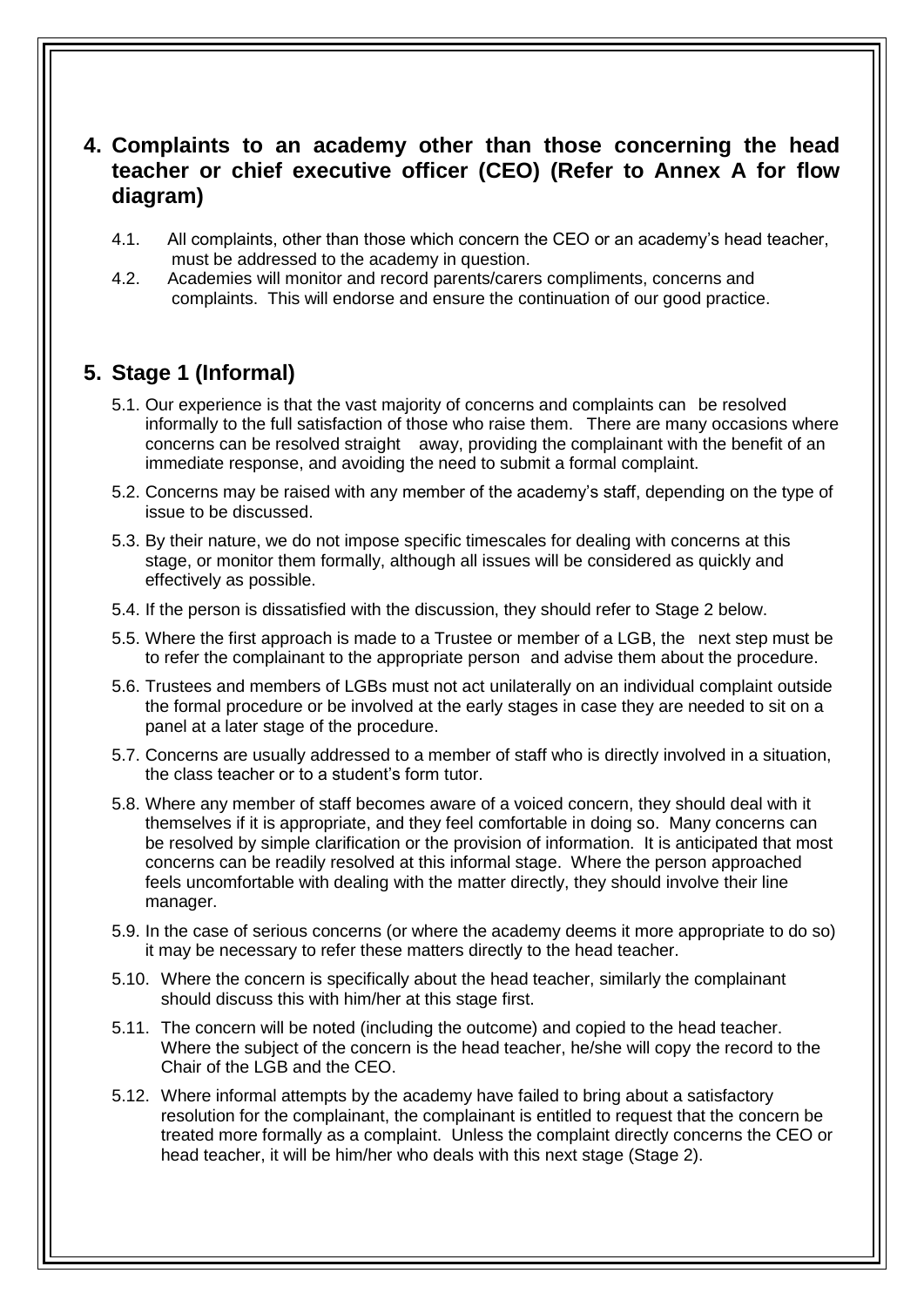## 4. Complaints to an academy other than those concerning the head teacher or chief executive officer (CEO) (Refer to Annex A for flow diagram)

4.1. All complaints, other than those which concern the CEO or an academy's head teacher, must be addressed to the academy in question.

4.2. Academies will monitor and record parents/carers compliments, concerns and complaints. This will endorse and ensure the continuation of our good practice.

## 5. Stage 1 (Informal)

5.1. Our experience is that the vast majority of concerns and complaints can be resolved informally to the full satisfaction of those who raise them. There are many occasions where concerns can be resolved straight away, providing the complainant with the benefit of an immediate response, and avoiding the need to submit a formal complaint.

5.2. Concerns may be raised with any member of the academy's staff, depending on the type of issue to be discussed.

5.3. By their nature, we do not impose specific timescales for dealing with concerns at this stage, or monitor them formally, although all issues will be considered as quickly and effectively as possible.

5.4. If the person is dissatisfied with the discussion, they should refer to Stage 2 below.

5.5. Where the first approach is made to a Trustee or member of a LGB, the next step must be to refer the complainant to the appropriate person and advise them about the procedure.

5.6. Trustees and members of LGBs must not act unilaterally on an individual complaint outside the formal procedure or be involved at the early stages in case they are needed to sit on a panel at a later stage of the procedure.

5.7. Concerns are usually addressed to a member of staff who is directly involved in a situation, the class teacher or to a student's form tutor.

5.8. Where any member of staff becomes aware of a voiced concern, they should deal with it themselves if it is appropriate, and they feel comfortable in doing so. Many concerns can be resolved by simple clarification or the provision of information. It is anticipated that most concerns can be readily resolved at this informal stage. Where the person approached feels uncomfortable with dealing with the matter directly, they should involve their line manager.

5.9. In the case of serious concerns (or where the academy deems it more appropriate to do so) it may be necessary to refer these matters directly to the head teacher.

5.10. Where the concern is specifically about the head teacher, similarly the complainant should discuss this with him/her at this stage first.

5.11. The concern will be noted (including the outcome) and copied to the head teacher. Where the subject of the concern is the head teacher, he/she will copy the record to the Chair of the LGB and the CEO.

5.12. Where informal attempts by the academy have failed to bring about a satisfactory resolution for the complainant, the complainant is entitled to request that the concern be treated more formally as a complaint. Unless the complaint directly concerns the CEO or head teacher, it will be him/her who deals with this next stage (Stage 2).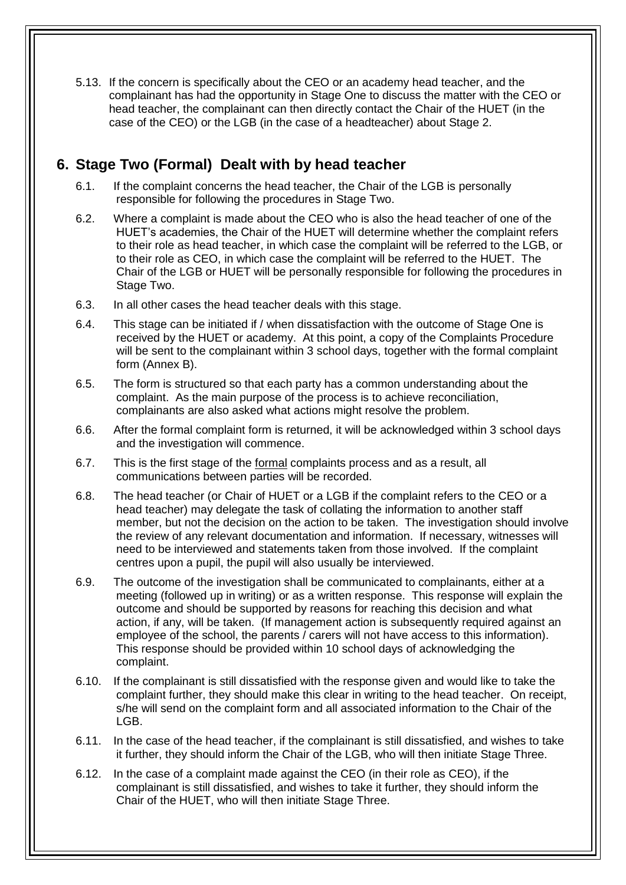5.13. If the concern is specifically about the CEO or an academy head teacher, and the complainant has had the opportunity in Stage One to discuss the matter with the CEO or head teacher, the complainant can then directly contact the Chair of the HUET (in the case of the CEO) or the LGB (in the case of a headteacher) about Stage 2.

## 6. Stage Two (Formal) Dealt with by head teacher

6.1. If the complaint concerns the head teacher, the Chair of the LGB is personally responsible for following the procedures in Stage Two.

6.2. Where a complaint is made about the CEO who is also the head teacher of one of the HUET's academies, the Chair of the HUET will determine whether the complaint refers to their role as head teacher, in which case the complaint will be referred to the LGB, or to their role as CEO, in which case the complaint will be referred to the HUET. The Chair of the LGB or HUET will be personally responsible for following the procedures in Stage Two.

6.3. In all other cases the head teacher deals with this stage.

6.4. This stage can be initiated if / when dissatisfaction with the outcome of Stage One is received by the HUET or academy. At this point, a copy of the Complaints Procedure will be sent to the complainant within 3 school days, together with the formal complaint form (Annex B).

6.5. The form is structured so that each party has a common understanding about the complaint. As the main purpose of the process is to achieve reconciliation, complainants are also asked what actions might resolve the problem.

6.6. After the formal complaint form is returned, it will be acknowledged within 3 school days and the investigation will commence.

6.7. This is the first stage of the formal complaints process and as a result, all communications between parties will be recorded.

6.8. The head teacher (or Chair of HUET or a LGB if the complaint refers to the CEO or a head teacher) may delegate the task of collating the information to another staff member, but not the decision on the action to be taken. The investigation should involve the review of any relevant documentation and information. If necessary, witnesses will need to be interviewed and statements taken from those involved. If the complaint centres upon a pupil, the pupil will also usually be interviewed.

6.9. The outcome of the investigation shall be communicated to complainants, either at a meeting (followed up in writing) or as a written response. This response will explain the outcome and should be supported by reasons for reaching this decision and what action, if any, will be taken. (If management action is subsequently required against an employee of the school, the parents / carers will not have access to this information). This response should be provided within 10 school days of acknowledging the complaint.

6.10. If the complainant is still dissatisfied with the response given and would like to take the complaint further, they should make this clear in writing to the head teacher. On receipt, s/he will send on the complaint form and all associated information to the Chair of the LGB.

6.11. In the case of the head teacher, if the complainant is still dissatisfied, and wishes to take it further, they should inform the Chair of the LGB, who will then initiate Stage Three.

6.12. In the case of a complaint made against the CEO (in their role as CEO), if the complainant is still dissatisfied, and wishes to take it further, they should inform the Chair of the HUET, who will then initiate Stage Three.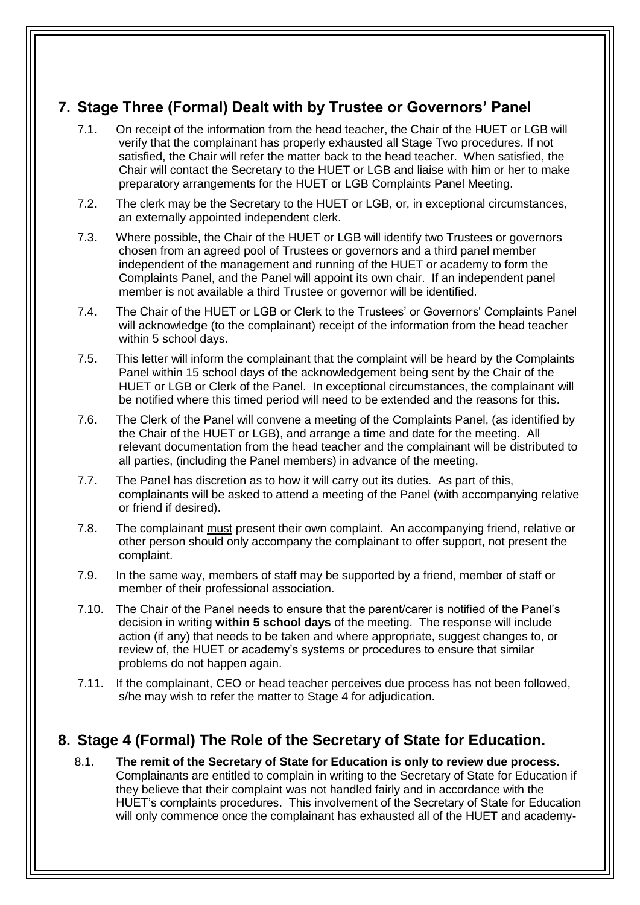## 7. Stage Three (Formal) Dealt with by Trustee or Governors' Panel

7.1. On receipt of the information from the head teacher, the Chair of the HUET or LGB will verify that the complainant has properly exhausted all Stage Two procedures. If not satisfied, the Chair will refer the matter back to the head teacher. When satisfied, the Chair will contact the Secretary to the HUET or LGB and liaise with him or her to make preparatory arrangements for the HUET or LGB Complaints Panel Meeting.

7.2. The clerk may be the Secretary to the HUET or LGB, or, in exceptional circumstances, an externally appointed independent clerk.

7.3. Where possible, the Chair of the HUET or LGB will identify two Trustees or governors chosen from an agreed pool of Trustees or governors and a third panel member independent of the management and running of the HUET or academy to form the Complaints Panel, and the Panel will appoint its own chair. If an independent panel member is not available a third Trustee or governor will be identified.

7.4. The Chair of the HUET or LGB or Clerk to the Trustees' or Governors' Complaints Panel will acknowledge (to the complainant) receipt of the information from the head teacher within 5 school days.

7.5. This letter will inform the complainant that the complaint will be heard by the Complaints Panel within 15 school days of the acknowledgement being sent by the Chair of the HUET or LGB or Clerk of the Panel. In exceptional circumstances, the complainant will be notified where this timed period will need to be extended and the reasons for this.

7.6. The Clerk of the Panel will convene a meeting of the Complaints Panel, (as identified by the Chair of the HUET or LGB), and arrange a time and date for the meeting. All relevant documentation from the head teacher and the complainant will be distributed to all parties, (including the Panel members) in advance of the meeting.

7.7. The Panel has discretion as to how it will carry out its duties. As part of this, complainants will be asked to attend a meeting of the Panel (with accompanying relative or friend if desired).

7.8. The complainant <u>must</u> present their own complaint. An accompanying friend, relative or other person should only accompany the complainant to offer support, not present the complaint.

7.9. In the same way, members of staff may be supported by a friend, member of staff or member of their professional association.

7.10. The Chair of the Panel needs to ensure that the parent/carer is notified of the Panel's decision in writing **within 5 school days** of the meeting. The response will include action (if any) that needs to be taken and where appropriate, suggest changes to, or review of, the HUET or academy's systems or procedures to ensure that similar problems do not happen again.

7.11. If the complainant, CEO or head teacher perceives due process has not been followed, s/he may wish to refer the matter to Stage 4 for adjudication.

## 8. Stage 4 (Formal) The Role of the Secretary of State for Education.

8.1. **The remit of the Secretary of State for Education is only to review due process.** Complainants are entitled to complain in writing to the Secretary of State for Education if they believe that their complaint was not handled fairly and in accordance with the HUET's complaints procedures. This involvement of the Secretary of State for Education will only commence once the complainant has exhausted all of the HUET and academy-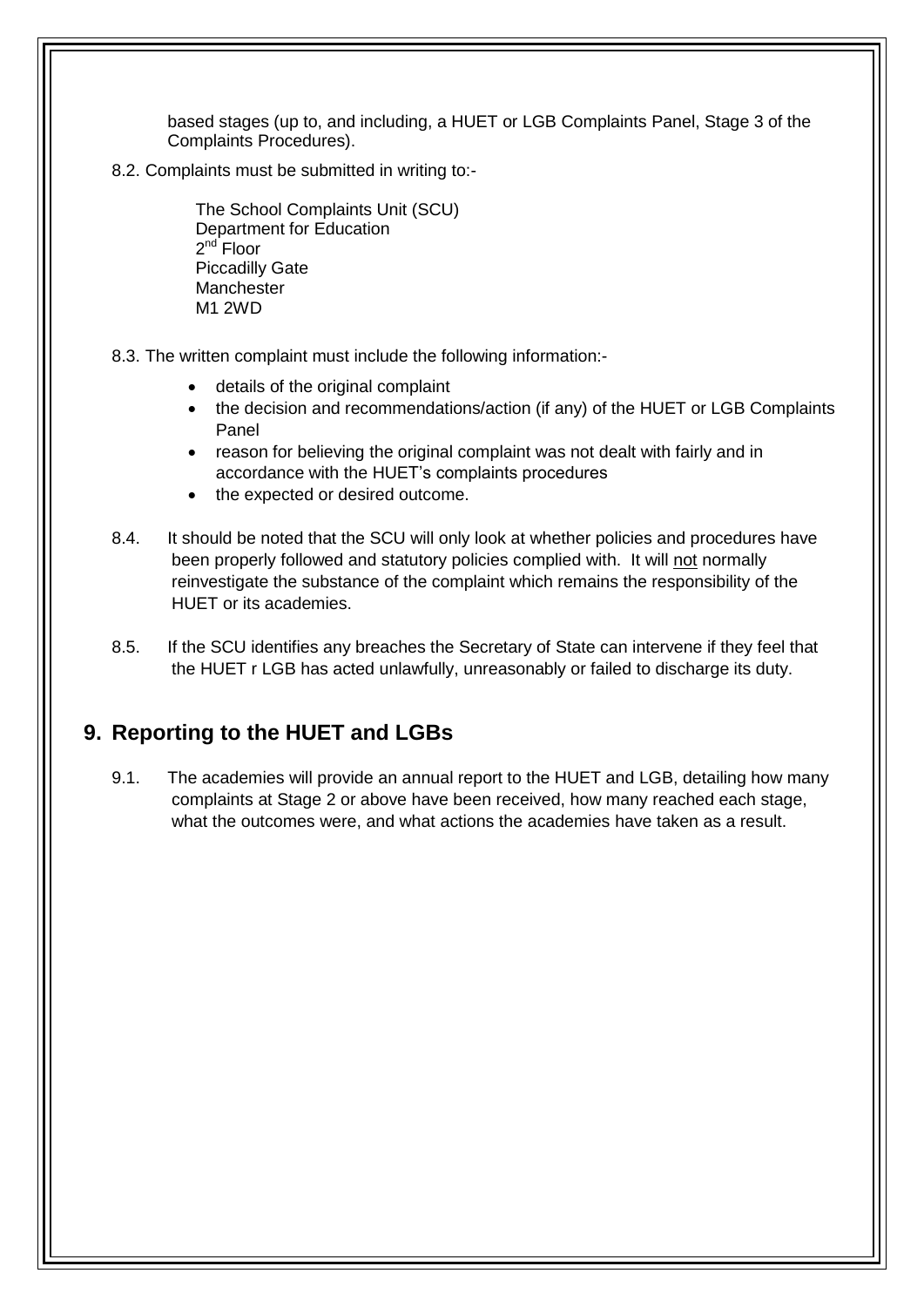based stages (up to, and including, a HUET or LGB Complaints Panel, Stage 3 of the Complaints Procedures).

8.2. Complaints must be submitted in writing to:-

The School Complaints Unit (SCU)
Department for Education
2nd Floor
Piccadilly Gate
Manchester
M1 2WD

8.3. The written complaint must include the following information:-

- details of the original complaint
- the decision and recommendations/action (if any) of the HUET or LGB Complaints Panel
- reason for believing the original complaint was not dealt with fairly and in accordance with the HUET's complaints procedures
- the expected or desired outcome.

8.4. It should be noted that the SCU will only look at whether policies and procedures have been properly followed and statutory policies complied with. It will <u>not</u> normally reinvestigate the substance of the complaint which remains the responsibility of the HUET or its academies.

8.5. If the SCU identifies any breaches the Secretary of State can intervene if they feel that the HUET r LGB has acted unlawfully, unreasonably or failed to discharge its duty.

## 9. Reporting to the HUET and LGBs

9.1. The academies will provide an annual report to the HUET and LGB, detailing how many complaints at Stage 2 or above have been received, how many reached each stage, what the outcomes were, and what actions the academies have taken as a result.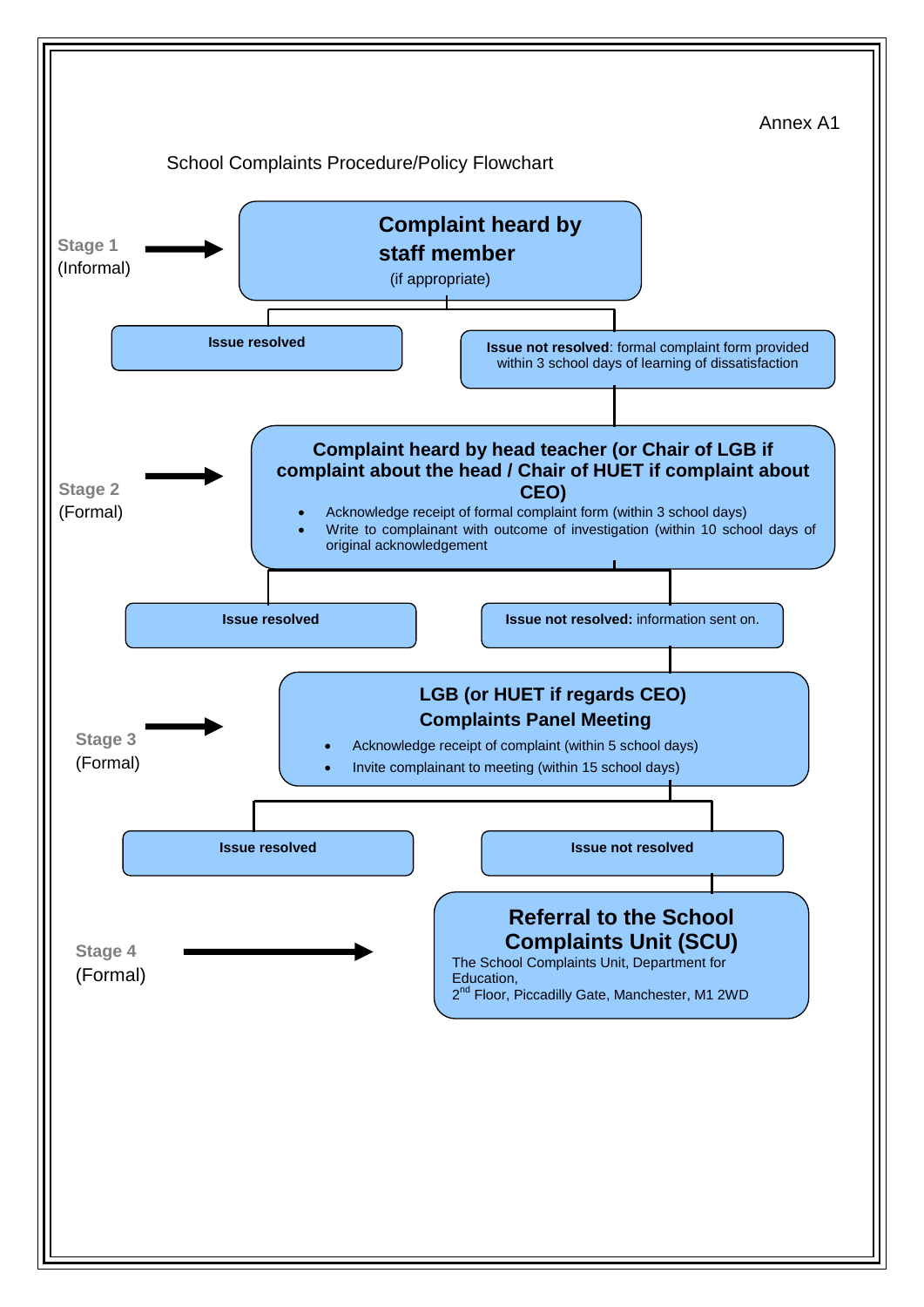Annex A1

## School Complaints Procedure/Policy Flowchart

**Stage 1** (Informal)

**Complaint heard by staff member**
(if appropriate)

- **Issue resolved**
- **Issue not resolved**: formal complaint form provided within 3 school days of learning of dissatisfaction

**Stage 2** (Formal)

**Complaint heard by head teacher (or Chair of LGB if complaint about the head / Chair of HUET if complaint about CEO)**

- Acknowledge receipt of formal complaint form (within 3 school days)
- Write to complainant with outcome of investigation (within 10 school days of original acknowledgement

Outcomes:

- **Issue resolved**
- **Issue not resolved:** information sent on.

**Stage 3** (Formal)

**LGB (or HUET if regards CEO) Complaints Panel Meeting**

- Acknowledge receipt of complaint (within 5 school days)
- Invite complainant to meeting (within 15 school days)

Outcomes:

- **Issue resolved**
- **Issue not resolved**

**Stage 4** (Formal)

**Referral to the School Complaints Unit (SCU)**
The School Complaints Unit, Department for Education,
2nd Floor, Piccadilly Gate, Manchester, M1 2WD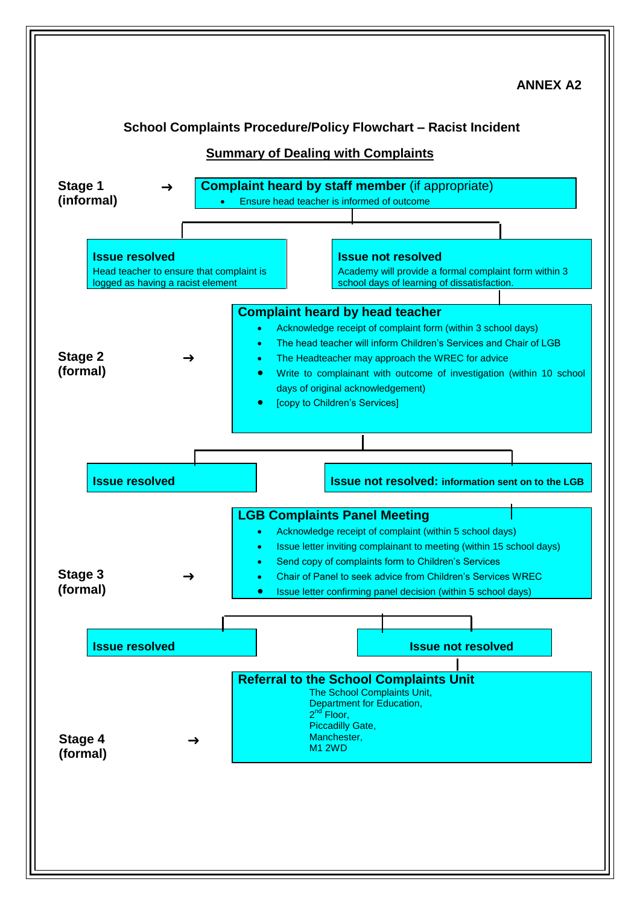ANNEX A2

## School Complaints Procedure/Policy Flowchart – Racist Incident

### Summary of Dealing with Complaints

**Stage 1 (informal)** →

**Complaint heard by staff member** (if appropriate)

- Ensure head teacher is informed of outcome

**Issue resolved**
Head teacher to ensure that complaint is logged as having a racist element

**Issue not resolved**
Academy will provide a formal complaint form within 3 school days of learning of dissatisfaction.

**Stage 2 (formal)** →

**Complaint heard by head teacher**

- Acknowledge receipt of complaint form (within 3 school days)
- The head teacher will inform Children's Services and Chair of LGB
- The Headteacher may approach the WREC for advice
- Write to complainant with outcome of investigation (within 10 school days of original acknowledgement)
- [copy to Children's Services]

**Issue resolved**

**Issue not resolved: information sent on to the LGB**

**Stage 3 (formal)** →

**LGB Complaints Panel Meeting**

- Acknowledge receipt of complaint (within 5 school days)
- Issue letter inviting complainant to meeting (within 15 school days)
- Send copy of complaints form to Children's Services
- Chair of Panel to seek advice from Children's Services WREC
- Issue letter confirming panel decision (within 5 school days)

**Issue resolved**

**Issue not resolved**

**Stage 4 (formal)** →

**Referral to the School Complaints Unit**

The School Complaints Unit,
Department for Education,
2nd Floor,
Piccadilly Gate,
Manchester,
M1 2WD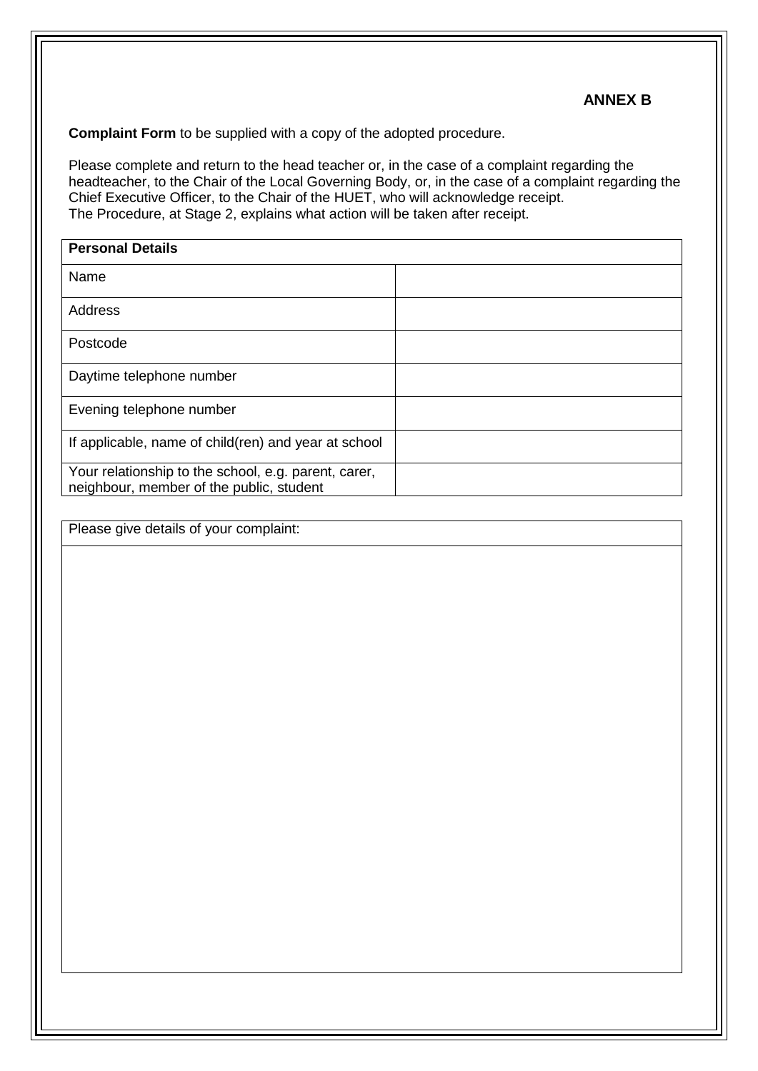**ANNEX B**

**Complaint Form** to be supplied with a copy of the adopted procedure.

Please complete and return to the head teacher or, in the case of a complaint regarding the headteacher, to the Chair of the Local Governing Body, or, in the case of a complaint regarding the Chief Executive Officer, to the Chair of the HUET, who will acknowledge receipt.
The Procedure, at Stage 2, explains what action will be taken after receipt.

| **Personal Details** | |
|---|---|
| Name | |
| Address | |
| Postcode | |
| Daytime telephone number | |
| Evening telephone number | |
| If applicable, name of child(ren) and year at school | |
| Your relationship to the school, e.g. parent, carer, neighbour, member of the public, student | |

| Please give details of your complaint: |
|---|
| |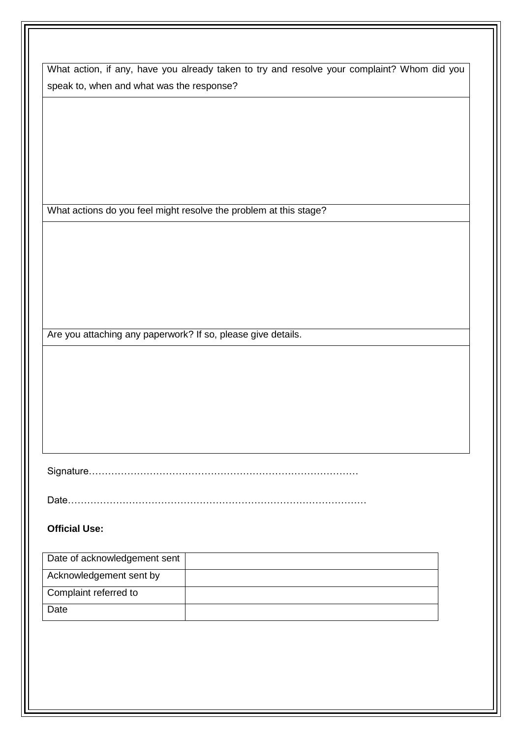| What action, if any, have you already taken to try and resolve your complaint? Whom did you speak to, when and what was the response? |
|---|
| |
| What actions do you feel might resolve the problem at this stage? |
| |
| Are you attaching any paperwork? If so, please give details. |
| |

Signature…………………………………………………………………………

Date………………………………………………………………………………

**Official Use:**

| Date of acknowledgement sent | |
|---|---|
| Acknowledgement sent by | |
| Complaint referred to | |
| Date | |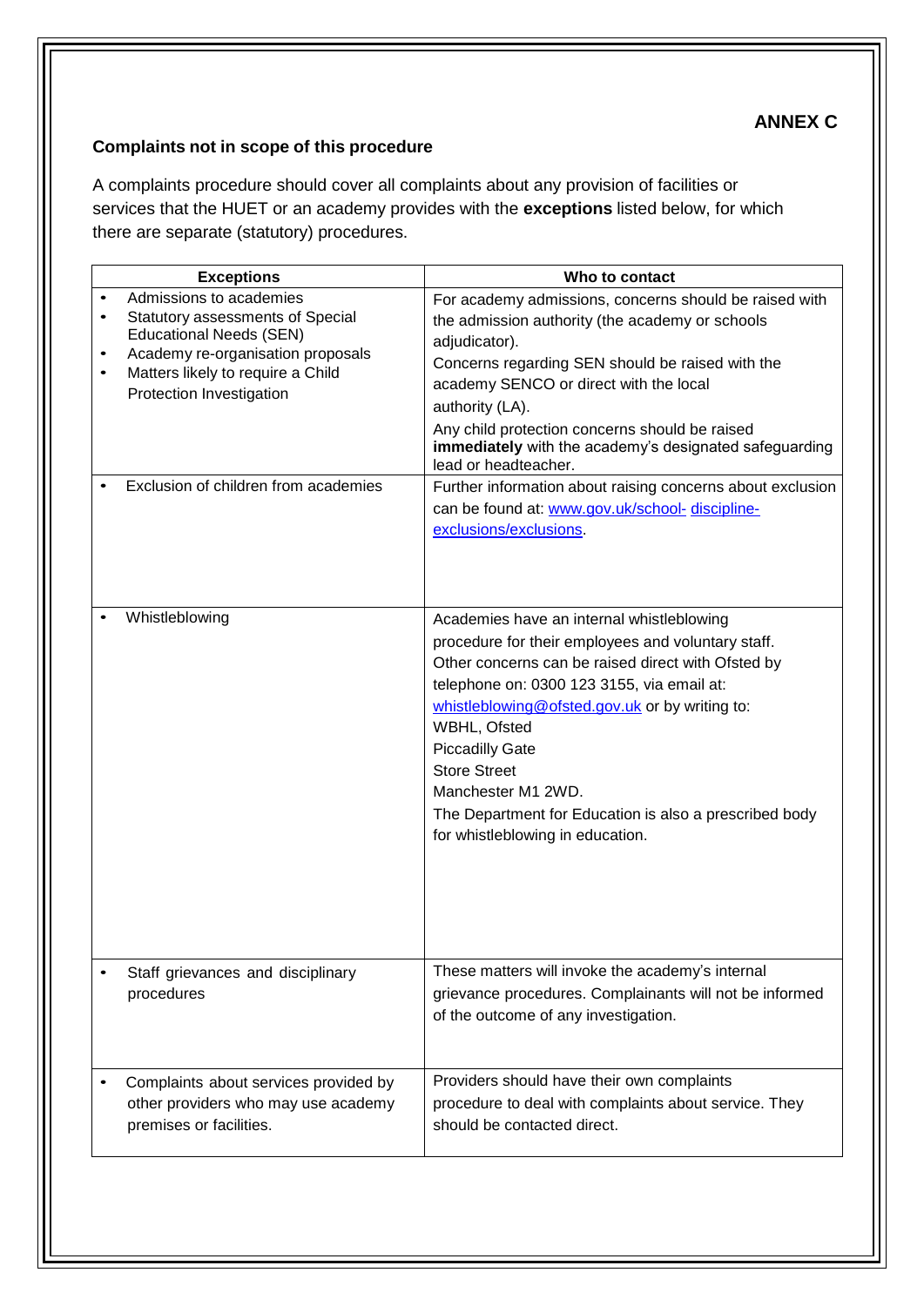**ANNEX C**

**Complaints not in scope of this procedure**

A complaints procedure should cover all complaints about any provision of facilities or services that the HUET or an academy provides with the **exceptions** listed below, for which there are separate (statutory) procedures.

| Exceptions | Who to contact |
|---|---|
| • Admissions to academies<br>• Statutory assessments of Special Educational Needs (SEN)<br>• Academy re-organisation proposals<br>• Matters likely to require a Child Protection Investigation | For academy admissions, concerns should be raised with the admission authority (the academy or schools adjudicator).<br>Concerns regarding SEN should be raised with the academy SENCO or direct with the local authority (LA).<br>Any child protection concerns should be raised **immediately** with the academy's designated safeguarding lead or headteacher. |
| • Exclusion of children from academies | Further information about raising concerns about exclusion can be found at: [www.gov.uk/school- discipline-exclusions/exclusions](www.gov.uk/school-discipline-exclusions/exclusions). |
| • Whistleblowing | Academies have an internal whistleblowing procedure for their employees and voluntary staff.<br>Other concerns can be raised direct with Ofsted by telephone on: 0300 123 3155, via email at: whistleblowing@ofsted.gov.uk or by writing to:<br>WBHL, Ofsted<br>Piccadilly Gate<br>Store Street<br>Manchester M1 2WD.<br>The Department for Education is also a prescribed body for whistleblowing in education. |
| • Staff grievances and disciplinary procedures | These matters will invoke the academy's internal grievance procedures. Complainants will not be informed of the outcome of any investigation. |
| • Complaints about services provided by other providers who may use academy premises or facilities. | Providers should have their own complaints procedure to deal with complaints about service. They should be contacted direct. |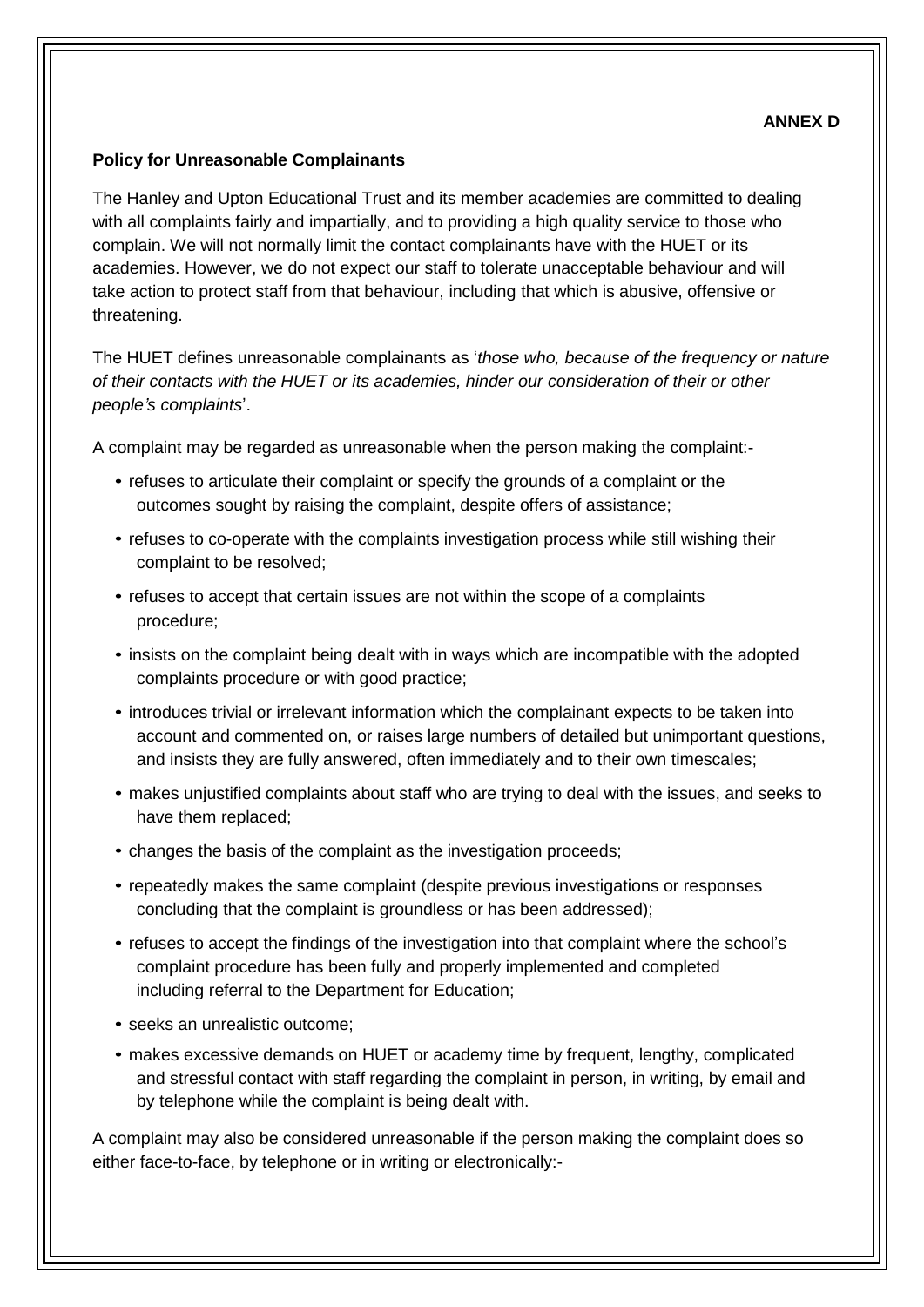**ANNEX D**

**Policy for Unreasonable Complainants**

The Hanley and Upton Educational Trust and its member academies are committed to dealing with all complaints fairly and impartially, and to providing a high quality service to those who complain. We will not normally limit the contact complainants have with the HUET or its academies. However, we do not expect our staff to tolerate unacceptable behaviour and will take action to protect staff from that behaviour, including that which is abusive, offensive or threatening.

The HUET defines unreasonable complainants as '*those who, because of the frequency or nature of their contacts with the HUET or its academies, hinder our consideration of their or other people's complaints*'.

A complaint may be regarded as unreasonable when the person making the complaint:-

- refuses to articulate their complaint or specify the grounds of a complaint or the outcomes sought by raising the complaint, despite offers of assistance;
- refuses to co-operate with the complaints investigation process while still wishing their complaint to be resolved;
- refuses to accept that certain issues are not within the scope of a complaints procedure;
- insists on the complaint being dealt with in ways which are incompatible with the adopted complaints procedure or with good practice;
- introduces trivial or irrelevant information which the complainant expects to be taken into account and commented on, or raises large numbers of detailed but unimportant questions, and insists they are fully answered, often immediately and to their own timescales;
- makes unjustified complaints about staff who are trying to deal with the issues, and seeks to have them replaced;
- changes the basis of the complaint as the investigation proceeds;
- repeatedly makes the same complaint (despite previous investigations or responses concluding that the complaint is groundless or has been addressed);
- refuses to accept the findings of the investigation into that complaint where the school's complaint procedure has been fully and properly implemented and completed including referral to the Department for Education;
- seeks an unrealistic outcome;
- makes excessive demands on HUET or academy time by frequent, lengthy, complicated and stressful contact with staff regarding the complaint in person, in writing, by email and by telephone while the complaint is being dealt with.

A complaint may also be considered unreasonable if the person making the complaint does so either face-to-face, by telephone or in writing or electronically:-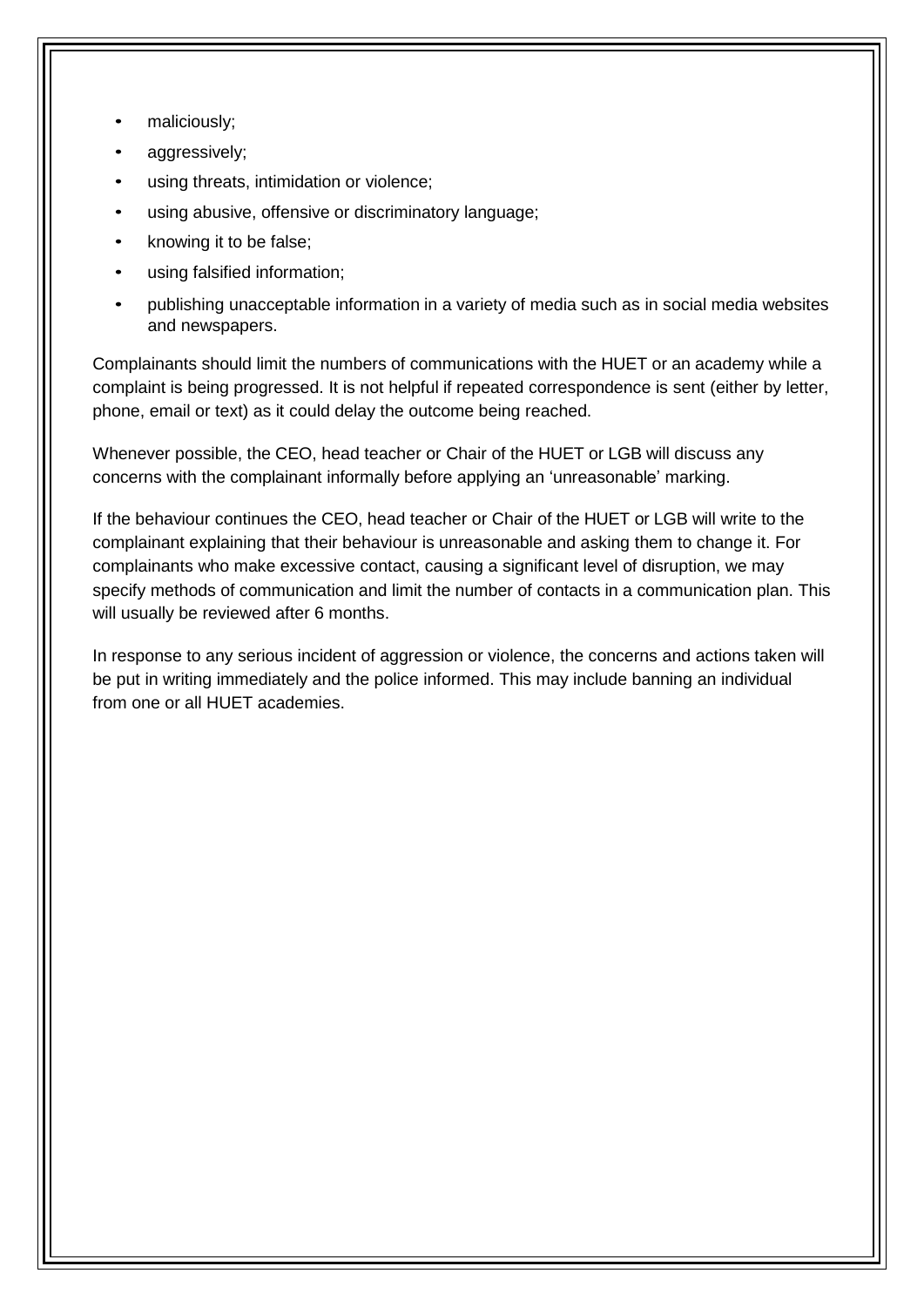- maliciously;
- aggressively;
- using threats, intimidation or violence;
- using abusive, offensive or discriminatory language;
- knowing it to be false;
- using falsified information;
- publishing unacceptable information in a variety of media such as in social media websites and newspapers.

Complainants should limit the numbers of communications with the HUET or an academy while a complaint is being progressed. It is not helpful if repeated correspondence is sent (either by letter, phone, email or text) as it could delay the outcome being reached.

Whenever possible, the CEO, head teacher or Chair of the HUET or LGB will discuss any concerns with the complainant informally before applying an 'unreasonable' marking.

If the behaviour continues the CEO, head teacher or Chair of the HUET or LGB will write to the complainant explaining that their behaviour is unreasonable and asking them to change it. For complainants who make excessive contact, causing a significant level of disruption, we may specify methods of communication and limit the number of contacts in a communication plan. This will usually be reviewed after 6 months.

In response to any serious incident of aggression or violence, the concerns and actions taken will be put in writing immediately and the police informed. This may include banning an individual from one or all HUET academies.